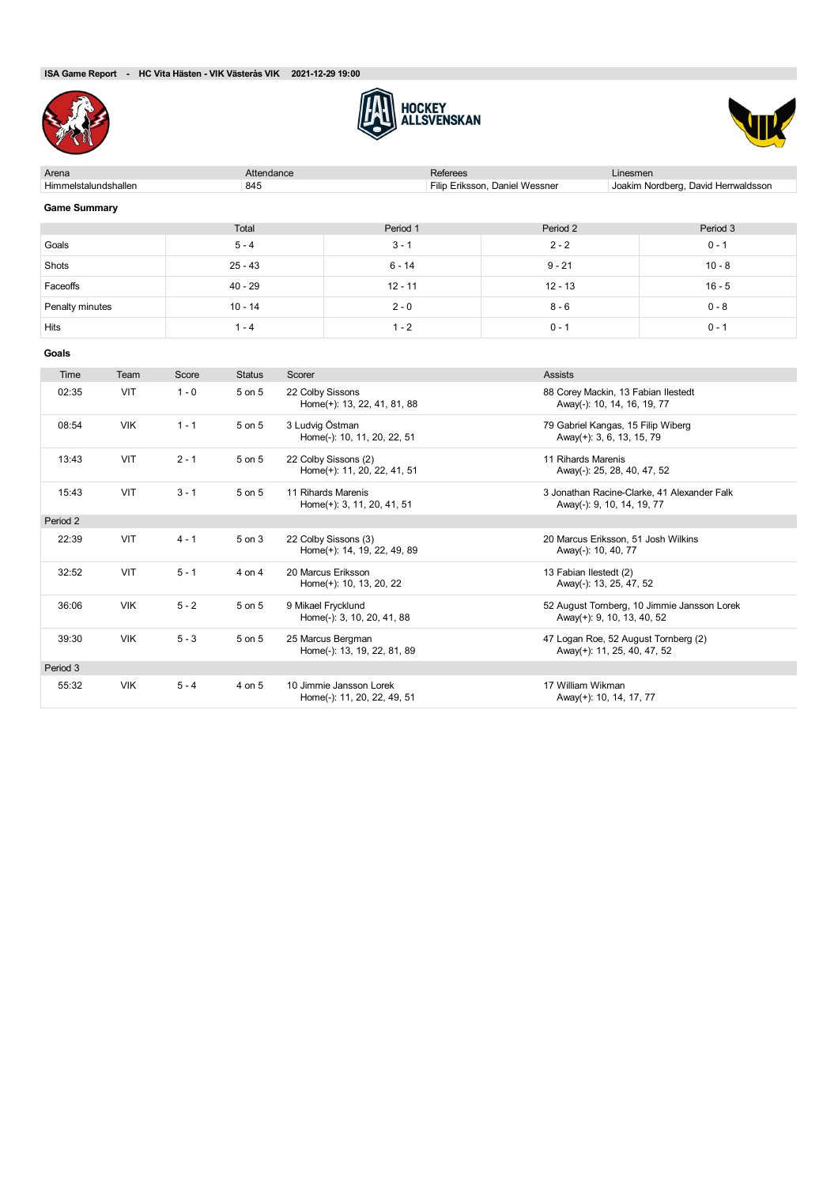**ISA Game Report - HC Vita Hästen - VIK Västerås VIK 2021-12-29 19:00**

HOCKEY ALLSVENSKAN

| Arena | Attendance | Referees | Linesmen |
|---|---|---|---|
| Himmelstalundshallen | 845 | Filip Eriksson, Daniel Wessner | Joakim Nordberg, David Herrwaldsson |

### Game Summary

| | Total | Period 1 | Period 2 | Period 3 |
|---|---|---|---|---|
| Goals | 5 - 4 | 3 - 1 | 2 - 2 | 0 - 1 |
| Shots | 25 - 43 | 6 - 14 | 9 - 21 | 10 - 8 |
| Faceoffs | 40 - 29 | 12 - 11 | 12 - 13 | 16 - 5 |
| Penalty minutes | 10 - 14 | 2 - 0 | 8 - 6 | 0 - 8 |
| Hits | 1 - 4 | 1 - 2 | 0 - 1 | 0 - 1 |

### Goals

| Time | Team | Score | Status | Scorer | Assists |
|---|---|---|---|---|---|
| 02:35 | VIT | 1 - 0 | 5 on 5 | 22 Colby Sissons<br>Home(+): 13, 22, 41, 81, 88 | 88 Corey Mackin, 13 Fabian Ilestedt<br>Away(-): 10, 14, 16, 19, 77 |
| 08:54 | VIK | 1 - 1 | 5 on 5 | 3 Ludvig Östman<br>Home(-): 10, 11, 20, 22, 51 | 79 Gabriel Kangas, 15 Filip Wiberg<br>Away(+): 3, 6, 13, 15, 79 |
| 13:43 | VIT | 2 - 1 | 5 on 5 | 22 Colby Sissons (2)<br>Home(+): 11, 20, 22, 41, 51 | 11 Rihards Marenis<br>Away(-): 25, 28, 40, 47, 52 |
| 15:43 | VIT | 3 - 1 | 5 on 5 | 11 Rihards Marenis<br>Home(+): 3, 11, 20, 41, 51 | 3 Jonathan Racine-Clarke, 41 Alexander Falk<br>Away(-): 9, 10, 14, 19, 77 |
| Period 2 | | | | | |
| 22:39 | VIT | 4 - 1 | 5 on 3 | 22 Colby Sissons (3)<br>Home(+): 14, 19, 22, 49, 89 | 20 Marcus Eriksson, 51 Josh Wilkins<br>Away(-): 10, 40, 77 |
| 32:52 | VIT | 5 - 1 | 4 on 4 | 20 Marcus Eriksson<br>Home(+): 10, 13, 20, 22 | 13 Fabian Ilestedt (2)<br>Away(-): 13, 25, 47, 52 |
| 36:06 | VIK | 5 - 2 | 5 on 5 | 9 Mikael Frycklund<br>Home(-): 3, 10, 20, 41, 88 | 52 August Tornberg, 10 Jimmie Jansson Lorek<br>Away(+): 9, 10, 13, 40, 52 |
| 39:30 | VIK | 5 - 3 | 5 on 5 | 25 Marcus Bergman<br>Home(-): 13, 19, 22, 81, 89 | 47 Logan Roe, 52 August Tornberg (2)<br>Away(+): 11, 25, 40, 47, 52 |
| Period 3 | | | | | |
| 55:32 | VIK | 5 - 4 | 4 on 5 | 10 Jimmie Jansson Lorek<br>Home(-): 11, 20, 22, 49, 51 | 17 William Wikman<br>Away(+): 10, 14, 17, 77 |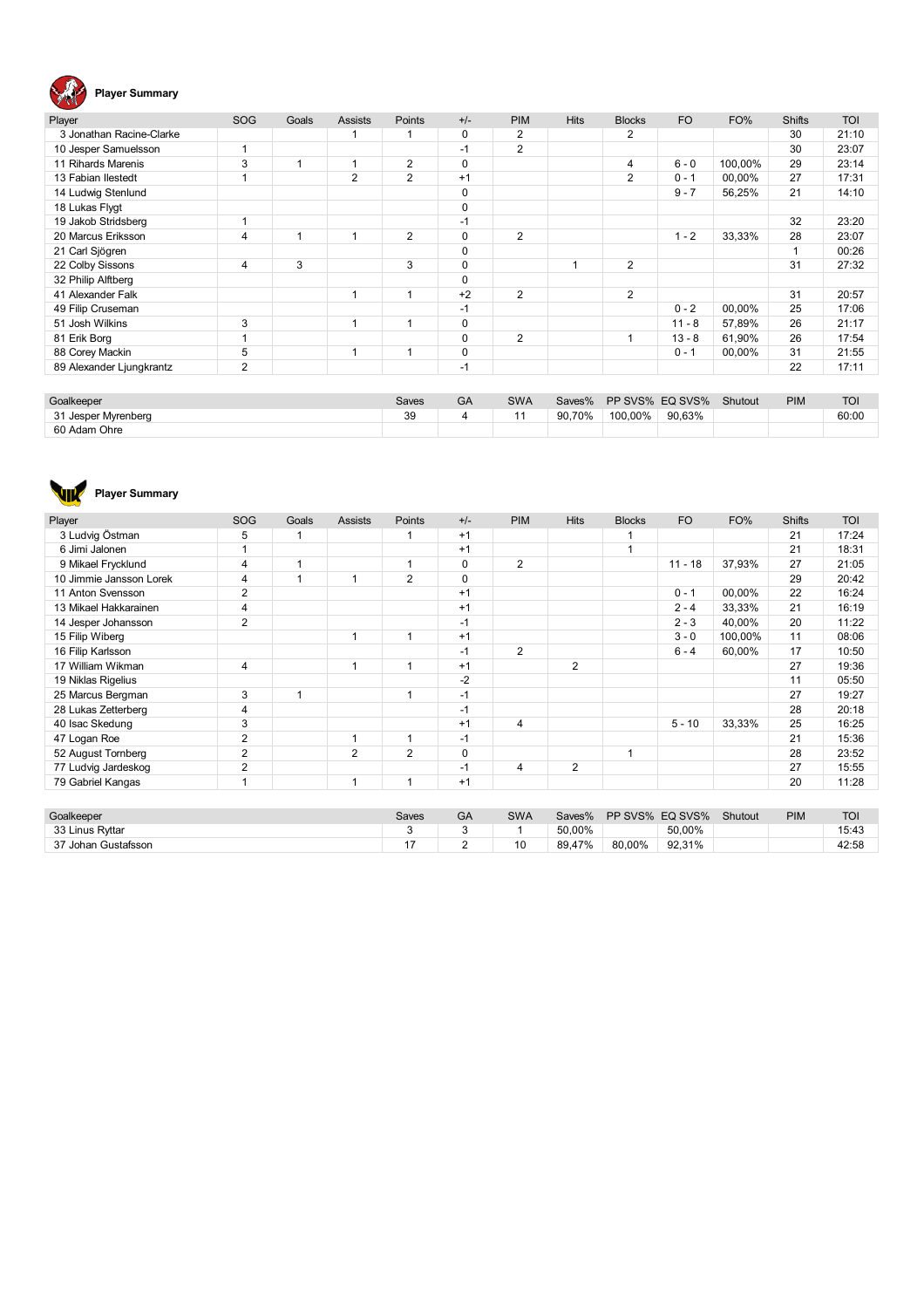## Player Summary

| Player | SOG | Goals | Assists | Points | +/- | PIM | Hits | Blocks | FO | FO% | Shifts | TOI |
|---|---|---|---|---|---|---|---|---|---|---|---|---|
| 3 Jonathan Racine-Clarke | | | 1 | 1 | 0 | 2 | | 2 | | | 30 | 21:10 |
| 10 Jesper Samuelsson | 1 | | | | -1 | 2 | | | | | 30 | 23:07 |
| 11 Rihards Marenis | 3 | 1 | 1 | 2 | 0 | | | 4 | 6 - 0 | 100,00% | 29 | 23:14 |
| 13 Fabian Ilestedt | 1 | | 2 | 2 | +1 | | | 2 | 0 - 1 | 00,00% | 27 | 17:31 |
| 14 Ludwig Stenlund | | | | | 0 | | | | 9 - 7 | 56,25% | 21 | 14:10 |
| 18 Lukas Flygt | | | | | 0 | | | | | | | |
| 19 Jakob Stridsberg | 1 | | | | -1 | | | | | | 32 | 23:20 |
| 20 Marcus Eriksson | 4 | 1 | 1 | 2 | 0 | 2 | | | 1 - 2 | 33,33% | 28 | 23:07 |
| 21 Carl Sjögren | | | | | 0 | | | | | | 1 | 00:26 |
| 22 Colby Sissons | 4 | 3 | | 3 | 0 | | 1 | 2 | | | 31 | 27:32 |
| 32 Philip Alftberg | | | | | 0 | | | | | | | |
| 41 Alexander Falk | | | 1 | 1 | +2 | 2 | | 2 | | | 31 | 20:57 |
| 49 Filip Cruseman | | | | | -1 | | | | 0 - 2 | 00,00% | 25 | 17:06 |
| 51 Josh Wilkins | 3 | | 1 | 1 | 0 | | | | 11 - 8 | 57,89% | 26 | 21:17 |
| 81 Erik Borg | 1 | | | | 0 | 2 | | 1 | 13 - 8 | 61,90% | 26 | 17:54 |
| 88 Corey Mackin | 5 | | 1 | 1 | 0 | | | | 0 - 1 | 00,00% | 31 | 21:55 |
| 89 Alexander Ljungkrantz | 2 | | | | -1 | | | | | | 22 | 17:11 |

| Goalkeeper | Saves | GA | SWA | Saves% | PP SVS% | EQ SVS% | Shutout | PIM | TOI |
|---|---|---|---|---|---|---|---|---|---|
| 31 Jesper Myrenberg | 39 | 4 | 11 | 90,70% | 100,00% | 90,63% | | | 60:00 |
| 60 Adam Ohre | | | | | | | | | |

## Player Summary

| Player | SOG | Goals | Assists | Points | +/- | PIM | Hits | Blocks | FO | FO% | Shifts | TOI |
|---|---|---|---|---|---|---|---|---|---|---|---|---|
| 3 Ludvig Östman | 5 | 1 | | 1 | +1 | | | 1 | | | 21 | 17:24 |
| 6 Jimi Jalonen | 1 | | | | +1 | | | 1 | | | 21 | 18:31 |
| 9 Mikael Frycklund | 4 | 1 | | 1 | 0 | 2 | | | 11 - 18 | 37,93% | 27 | 21:05 |
| 10 Jimmie Jansson Lorek | 4 | 1 | 1 | 2 | 0 | | | | | | 29 | 20:42 |
| 11 Anton Svensson | 2 | | | | +1 | | | | 0 - 1 | 00,00% | 22 | 16:24 |
| 13 Mikael Hakkarainen | 4 | | | | +1 | | | | 2 - 4 | 33,33% | 21 | 16:19 |
| 14 Jesper Johansson | 2 | | | | -1 | | | | 2 - 3 | 40,00% | 20 | 11:22 |
| 15 Filip Wiberg | | | 1 | 1 | +1 | | | | 3 - 0 | 100,00% | 11 | 08:06 |
| 16 Filip Karlsson | | | | | -1 | 2 | | | 6 - 4 | 60,00% | 17 | 10:50 |
| 17 William Wikman | 4 | | 1 | 1 | +1 | | 2 | | | | 27 | 19:36 |
| 19 Niklas Rigelius | | | | | -2 | | | | | | 11 | 05:50 |
| 25 Marcus Bergman | 3 | 1 | | 1 | -1 | | | | | | 27 | 19:27 |
| 28 Lukas Zetterberg | 4 | | | | -1 | | | | | | 28 | 20:18 |
| 40 Isac Skedung | 3 | | | | +1 | 4 | | | 5 - 10 | 33,33% | 25 | 16:25 |
| 47 Logan Roe | 2 | | 1 | 1 | -1 | | | | | | 21 | 15:36 |
| 52 August Tornberg | 2 | | 2 | 2 | 0 | | | 1 | | | 28 | 23:52 |
| 77 Ludvig Jardeskog | 2 | | | | -1 | 4 | 2 | | | | 27 | 15:55 |
| 79 Gabriel Kangas | 1 | | 1 | 1 | +1 | | | | | | 20 | 11:28 |

| Goalkeeper | Saves | GA | SWA | Saves% | PP SVS% | EQ SVS% | Shutout | PIM | TOI |
|---|---|---|---|---|---|---|---|---|---|
| 33 Linus Ryttar | 3 | 3 | 1 | 50,00% | | 50,00% | | | 15:43 |
| 37 Johan Gustafsson | 17 | 2 | 10 | 89,47% | 80,00% | 92,31% | | | 42:58 |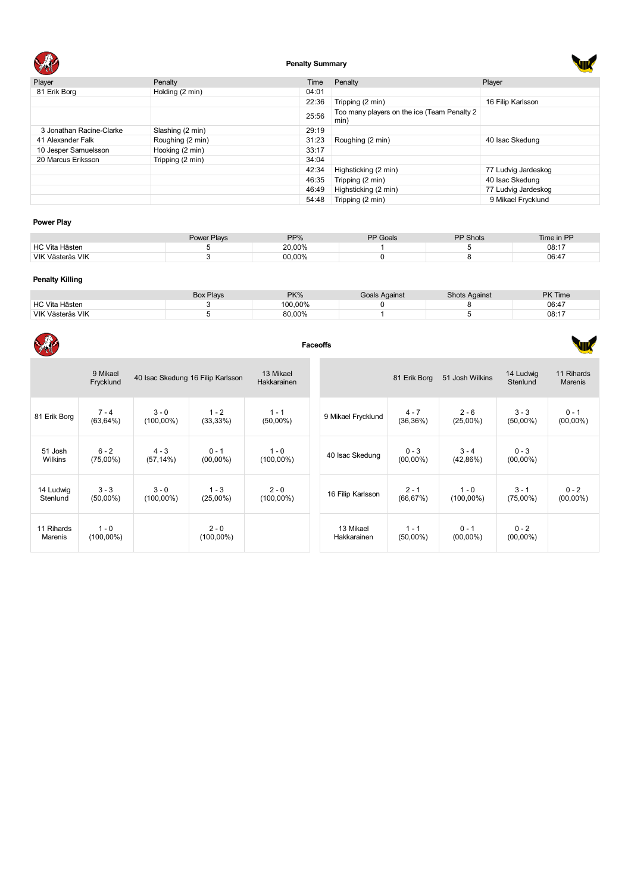## Penalty Summary

| Player | Penalty | Time | Penalty | Player |
|---|---|---|---|---|
| 81 Erik Borg | Holding (2 min) | 04:01 | | |
| | | 22:36 | Tripping (2 min) | 16 Filip Karlsson |
| | | 25:56 | Too many players on the ice (Team Penalty 2 min) | |
| 3 Jonathan Racine-Clarke | Slashing (2 min) | 29:19 | | |
| 41 Alexander Falk | Roughing (2 min) | 31:23 | Roughing (2 min) | 40 Isac Skedung |
| 10 Jesper Samuelsson | Hooking (2 min) | 33:17 | | |
| 20 Marcus Eriksson | Tripping (2 min) | 34:04 | | |
| | | 42:34 | Highsticking (2 min) | 77 Ludvig Jardeskog |
| | | 46:35 | Tripping (2 min) | 40 Isac Skedung |
| | | 46:49 | Highsticking (2 min) | 77 Ludvig Jardeskog |
| | | 54:48 | Tripping (2 min) | 9 Mikael Frycklund |

**Power Play**

| | Power Plays | PP% | PP Goals | PP Shots | Time in PP |
|---|---|---|---|---|---|
| HC Vita Hästen | 5 | 20,00% | 1 | 5 | 08:17 |
| VIK Västerås VIK | 3 | 00,00% | 0 | 8 | 06:47 |

**Penalty Killing**

| | Box Plays | PK% | Goals Against | Shots Against | PK Time |
|---|---|---|---|---|---|
| HC Vita Hästen | 3 | 100,00% | 0 | 8 | 06:47 |
| VIK Västerås VIK | 5 | 80,00% | 1 | 5 | 08:17 |

## Faceoffs

| | 9 Mikael Frycklund | 40 Isac Skedung | 16 Filip Karlsson | 13 Mikael Hakkarainen |
|---|---|---|---|---|
| 81 Erik Borg | 7 - 4 (63,64%) | 3 - 0 (100,00%) | 1 - 2 (33,33%) | 1 - 1 (50,00%) |
| 51 Josh Wilkins | 6 - 2 (75,00%) | 4 - 3 (57,14%) | 0 - 1 (00,00%) | 1 - 0 (100,00%) |
| 14 Ludwig Stenlund | 3 - 3 (50,00%) | 3 - 0 (100,00%) | 1 - 3 (25,00%) | 2 - 0 (100,00%) |
| 11 Rihards Marenis | 1 - 0 (100,00%) | | 2 - 0 (100,00%) | |

| | 81 Erik Borg | 51 Josh Wilkins | 14 Ludwig Stenlund | 11 Rihards Marenis |
|---|---|---|---|---|
| 9 Mikael Frycklund | 4 - 7 (36,36%) | 2 - 6 (25,00%) | 3 - 3 (50,00%) | 0 - 1 (00,00%) |
| 40 Isac Skedung | 0 - 3 (00,00%) | 3 - 4 (42,86%) | 0 - 3 (00,00%) | |
| 16 Filip Karlsson | 2 - 1 (66,67%) | 1 - 0 (100,00%) | 3 - 1 (75,00%) | 0 - 2 (00,00%) |
| 13 Mikael Hakkarainen | 1 - 1 (50,00%) | 0 - 1 (00,00%) | 0 - 2 (00,00%) | |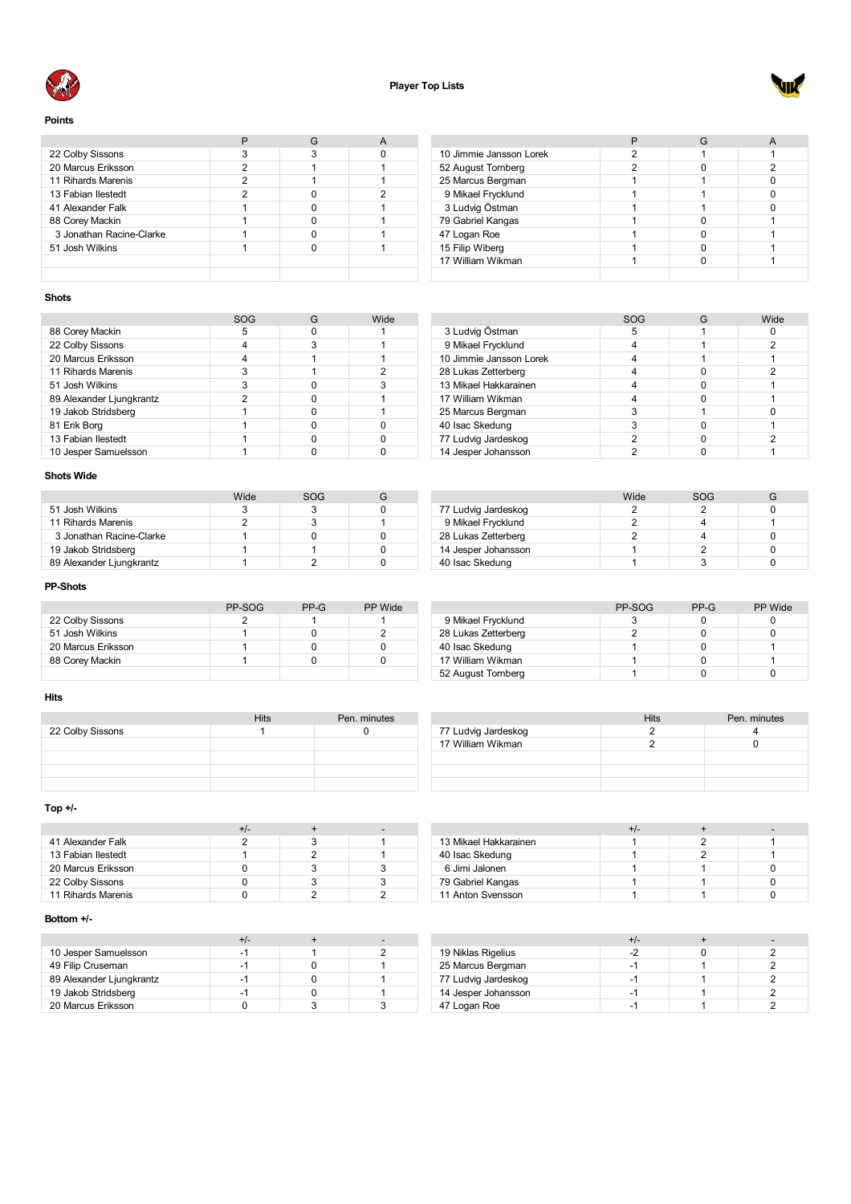# Player Top Lists

## Points

| | P | G | A |
|---|---|---|---|
| 22 Colby Sissons | 3 | 3 | 0 |
| 20 Marcus Eriksson | 2 | 1 | 1 |
| 11 Rihards Marenis | 2 | 1 | 1 |
| 13 Fabian Ilestedt | 2 | 0 | 2 |
| 41 Alexander Falk | 1 | 0 | 1 |
| 88 Corey Mackin | 1 | 0 | 1 |
| 3 Jonathan Racine-Clarke | 1 | 0 | 1 |
| 51 Josh Wilkins | 1 | 0 | 1 |

| | P | G | A |
|---|---|---|---|
| 10 Jimmie Jansson Lorek | 2 | 1 | 1 |
| 52 August Tornberg | 2 | 0 | 2 |
| 25 Marcus Bergman | 1 | 1 | 0 |
| 9 Mikael Frycklund | 1 | 1 | 0 |
| 3 Ludvig Östman | 1 | 1 | 0 |
| 79 Gabriel Kangas | 1 | 0 | 1 |
| 47 Logan Roe | 1 | 0 | 1 |
| 15 Filip Wiberg | 1 | 0 | 1 |
| 17 William Wikman | 1 | 0 | 1 |

## Shots

| | SOG | G | Wide |
|---|---|---|---|
| 88 Corey Mackin | 5 | 0 | 1 |
| 22 Colby Sissons | 4 | 3 | 1 |
| 20 Marcus Eriksson | 4 | 1 | 1 |
| 11 Rihards Marenis | 3 | 1 | 2 |
| 51 Josh Wilkins | 3 | 0 | 3 |
| 89 Alexander Ljungkrantz | 2 | 0 | 1 |
| 19 Jakob Stridsberg | 1 | 0 | 1 |
| 81 Erik Borg | 1 | 0 | 0 |
| 13 Fabian Ilestedt | 1 | 0 | 0 |
| 10 Jesper Samuelsson | 1 | 0 | 0 |

| | SOG | G | Wide |
|---|---|---|---|
| 3 Ludvig Östman | 5 | 1 | 0 |
| 9 Mikael Frycklund | 4 | 1 | 2 |
| 10 Jimmie Jansson Lorek | 4 | 1 | 1 |
| 28 Lukas Zetterberg | 4 | 0 | 2 |
| 13 Mikael Hakkarainen | 4 | 0 | 1 |
| 17 William Wikman | 4 | 0 | 1 |
| 25 Marcus Bergman | 3 | 1 | 0 |
| 40 Isac Skedung | 3 | 0 | 1 |
| 77 Ludvig Jardeskog | 2 | 0 | 2 |
| 14 Jesper Johansson | 2 | 0 | 1 |

## Shots Wide

| | Wide | SOG | G |
|---|---|---|---|
| 51 Josh Wilkins | 3 | 3 | 0 |
| 11 Rihards Marenis | 2 | 3 | 1 |
| 3 Jonathan Racine-Clarke | 1 | 0 | 0 |
| 19 Jakob Stridsberg | 1 | 1 | 0 |
| 89 Alexander Ljungkrantz | 1 | 2 | 0 |

| | Wide | SOG | G |
|---|---|---|---|
| 77 Ludvig Jardeskog | 2 | 2 | 0 |
| 9 Mikael Frycklund | 2 | 4 | 1 |
| 28 Lukas Zetterberg | 2 | 4 | 0 |
| 14 Jesper Johansson | 1 | 2 | 0 |
| 40 Isac Skedung | 1 | 3 | 0 |

## PP-Shots

| | PP-SOG | PP-G | PP Wide |
|---|---|---|---|
| 22 Colby Sissons | 2 | 1 | 1 |
| 51 Josh Wilkins | 1 | 0 | 2 |
| 20 Marcus Eriksson | 1 | 0 | 0 |
| 88 Corey Mackin | 1 | 0 | 0 |

| | PP-SOG | PP-G | PP Wide |
|---|---|---|---|
| 9 Mikael Frycklund | 3 | 0 | 0 |
| 28 Lukas Zetterberg | 2 | 0 | 0 |
| 40 Isac Skedung | 1 | 0 | 1 |
| 17 William Wikman | 1 | 0 | 1 |
| 52 August Tornberg | 1 | 0 | 0 |

## Hits

| | Hits | Pen. minutes |
|---|---|---|
| 22 Colby Sissons | 1 | 0 |

| | Hits | Pen. minutes |
|---|---|---|
| 77 Ludvig Jardeskog | 2 | 4 |
| 17 William Wikman | 2 | 0 |

## Top +/-

| | +/- | + | - |
|---|---|---|---|
| 41 Alexander Falk | 2 | 3 | 1 |
| 13 Fabian Ilestedt | 1 | 2 | 1 |
| 20 Marcus Eriksson | 0 | 3 | 3 |
| 22 Colby Sissons | 0 | 3 | 3 |
| 11 Rihards Marenis | 0 | 2 | 2 |

| | +/- | + | - |
|---|---|---|---|
| 13 Mikael Hakkarainen | 1 | 2 | 1 |
| 40 Isac Skedung | 1 | 2 | 1 |
| 6 Jimi Jalonen | 1 | 1 | 0 |
| 79 Gabriel Kangas | 1 | 1 | 0 |
| 11 Anton Svensson | 1 | 1 | 0 |

## Bottom +/-

| | +/- | + | - |
|---|---|---|---|
| 10 Jesper Samuelsson | -1 | 1 | 2 |
| 49 Filip Cruseman | -1 | 0 | 1 |
| 89 Alexander Ljungkrantz | -1 | 0 | 1 |
| 19 Jakob Stridsberg | -1 | 0 | 1 |
| 20 Marcus Eriksson | 0 | 3 | 3 |

| | +/- | + | - |
|---|---|---|---|
| 19 Niklas Rigelius | -2 | 0 | 2 |
| 25 Marcus Bergman | -1 | 1 | 2 |
| 77 Ludvig Jardeskog | -1 | 1 | 2 |
| 14 Jesper Johansson | -1 | 1 | 2 |
| 47 Logan Roe | -1 | 1 | 2 |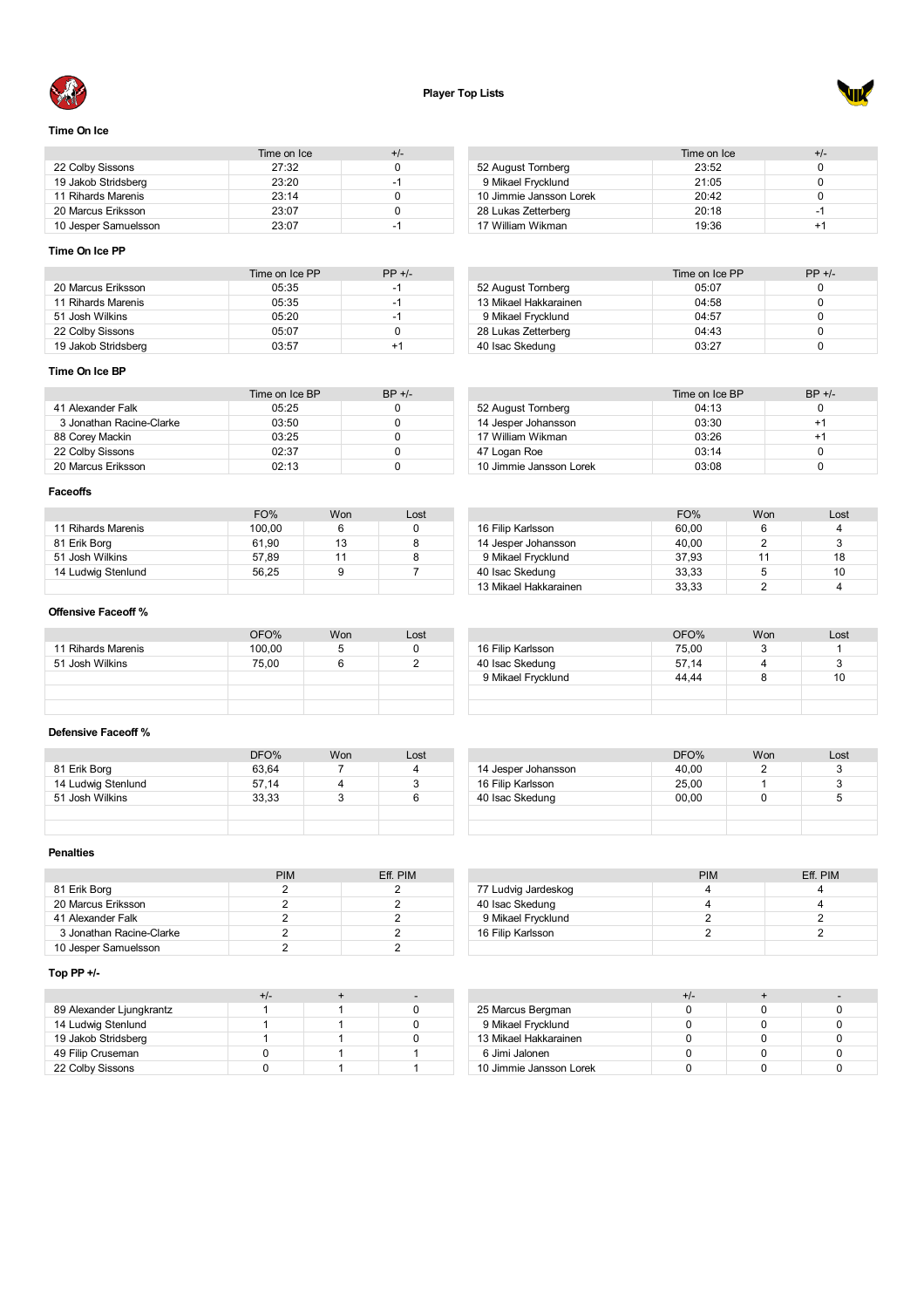# Player Top Lists

## Time On Ice

| | Time on Ice | +/- |
|---|---|---|
| 22 Colby Sissons | 27:32 | 0 |
| 19 Jakob Stridsberg | 23:20 | -1 |
| 11 Rihards Marenis | 23:14 | 0 |
| 20 Marcus Eriksson | 23:07 | 0 |
| 10 Jesper Samuelsson | 23:07 | -1 |

| | Time on Ice | +/- |
|---|---|---|
| 52 August Tornberg | 23:52 | 0 |
| 9 Mikael Frycklund | 21:05 | 0 |
| 10 Jimmie Jansson Lorek | 20:42 | 0 |
| 28 Lukas Zetterberg | 20:18 | -1 |
| 17 William Wikman | 19:36 | +1 |

## Time On Ice PP

| | Time on Ice PP | PP +/- |
|---|---|---|
| 20 Marcus Eriksson | 05:35 | -1 |
| 11 Rihards Marenis | 05:35 | -1 |
| 51 Josh Wilkins | 05:20 | -1 |
| 22 Colby Sissons | 05:07 | 0 |
| 19 Jakob Stridsberg | 03:57 | +1 |

| | Time on Ice PP | PP +/- |
|---|---|---|
| 52 August Tornberg | 05:07 | 0 |
| 13 Mikael Hakkarainen | 04:58 | 0 |
| 9 Mikael Frycklund | 04:57 | 0 |
| 28 Lukas Zetterberg | 04:43 | 0 |
| 40 Isac Skedung | 03:27 | 0 |

## Time On Ice BP

| | Time on Ice BP | BP +/- |
|---|---|---|
| 41 Alexander Falk | 05:25 | 0 |
| 3 Jonathan Racine-Clarke | 03:50 | 0 |
| 88 Corey Mackin | 03:25 | 0 |
| 22 Colby Sissons | 02:37 | 0 |
| 20 Marcus Eriksson | 02:13 | 0 |

| | Time on Ice BP | BP +/- |
|---|---|---|
| 52 August Tornberg | 04:13 | 0 |
| 14 Jesper Johansson | 03:30 | +1 |
| 17 William Wikman | 03:26 | +1 |
| 47 Logan Roe | 03:14 | 0 |
| 10 Jimmie Jansson Lorek | 03:08 | 0 |

## Faceoffs

| | FO% | Won | Lost |
|---|---|---|---|
| 11 Rihards Marenis | 100,00 | 6 | 0 |
| 81 Erik Borg | 61,90 | 13 | 8 |
| 51 Josh Wilkins | 57,89 | 11 | 8 |
| 14 Ludwig Stenlund | 56,25 | 9 | 7 |

| | FO% | Won | Lost |
|---|---|---|---|
| 16 Filip Karlsson | 60,00 | 6 | 4 |
| 14 Jesper Johansson | 40,00 | 2 | 3 |
| 9 Mikael Frycklund | 37,93 | 11 | 18 |
| 40 Isac Skedung | 33,33 | 5 | 10 |
| 13 Mikael Hakkarainen | 33,33 | 2 | 4 |

## Offensive Faceoff %

| | OFO% | Won | Lost |
|---|---|---|---|
| 11 Rihards Marenis | 100,00 | 5 | 0 |
| 51 Josh Wilkins | 75,00 | 6 | 2 |

| | OFO% | Won | Lost |
|---|---|---|---|
| 16 Filip Karlsson | 75,00 | 3 | 1 |
| 40 Isac Skedung | 57,14 | 4 | 3 |
| 9 Mikael Frycklund | 44,44 | 8 | 10 |

## Defensive Faceoff %

| | DFO% | Won | Lost |
|---|---|---|---|
| 81 Erik Borg | 63,64 | 7 | 4 |
| 14 Ludwig Stenlund | 57,14 | 4 | 3 |
| 51 Josh Wilkins | 33,33 | 3 | 6 |

| | DFO% | Won | Lost |
|---|---|---|---|
| 14 Jesper Johansson | 40,00 | 2 | 3 |
| 16 Filip Karlsson | 25,00 | 1 | 3 |
| 40 Isac Skedung | 00,00 | 0 | 5 |

## Penalties

| | PIM | Eff. PIM |
|---|---|---|
| 81 Erik Borg | 2 | 2 |
| 20 Marcus Eriksson | 2 | 2 |
| 41 Alexander Falk | 2 | 2 |
| 3 Jonathan Racine-Clarke | 2 | 2 |
| 10 Jesper Samuelsson | 2 | 2 |

| | PIM | Eff. PIM |
|---|---|---|
| 77 Ludvig Jardeskog | 4 | 4 |
| 40 Isac Skedung | 4 | 4 |
| 9 Mikael Frycklund | 2 | 2 |
| 16 Filip Karlsson | 2 | 2 |

## Top PP +/-

| | +/- | + | - |
|---|---|---|---|
| 89 Alexander Ljungkrantz | 1 | 1 | 0 |
| 14 Ludwig Stenlund | 1 | 1 | 0 |
| 19 Jakob Stridsberg | 1 | 1 | 0 |
| 49 Filip Cruseman | 0 | 1 | 1 |
| 22 Colby Sissons | 0 | 1 | 1 |

| | +/- | + | - |
|---|---|---|---|
| 25 Marcus Bergman | 0 | 0 | 0 |
| 9 Mikael Frycklund | 0 | 0 | 0 |
| 13 Mikael Hakkarainen | 0 | 0 | 0 |
| 6 Jimi Jalonen | 0 | 0 | 0 |
| 10 Jimmie Jansson Lorek | 0 | 0 | 0 |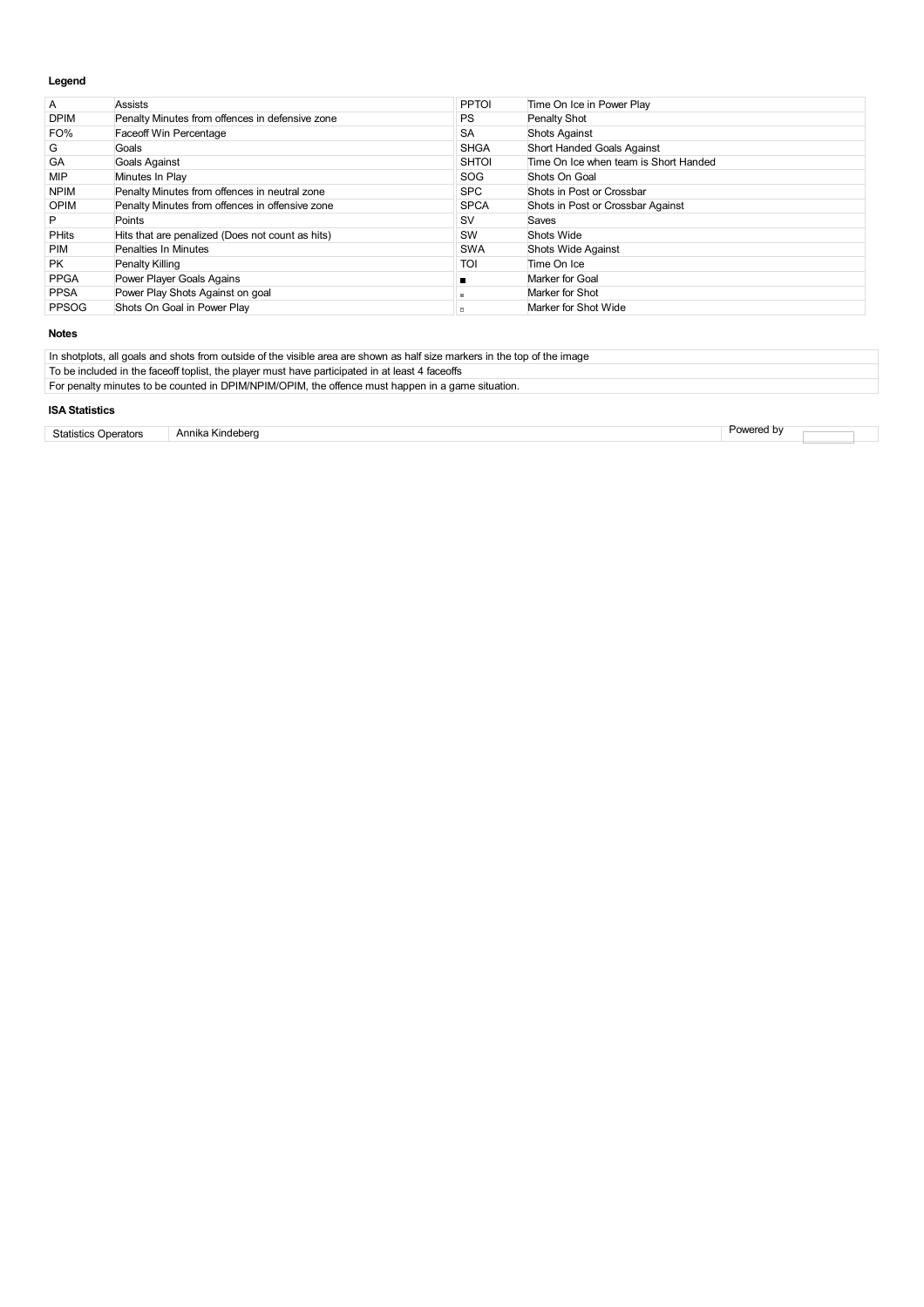### Legend

| | | | |
|---|---|---|---|
| A | Assists | PPTOI | Time On Ice in Power Play |
| DPIM | Penalty Minutes from offences in defensive zone | PS | Penalty Shot |
| FO% | Faceoff Win Percentage | SA | Shots Against |
| G | Goals | SHGA | Short Handed Goals Against |
| GA | Goals Against | SHTOI | Time On Ice when team is Short Handed |
| MIP | Minutes In Play | SOG | Shots On Goal |
| NPIM | Penalty Minutes from offences in neutral zone | SPC | Shots in Post or Crossbar |
| OPIM | Penalty Minutes from offences in offensive zone | SPCA | Shots in Post or Crossbar Against |
| P | Points | SV | Saves |
| PHits | Hits that are penalized (Does not count as hits) | SW | Shots Wide |
| PIM | Penalties In Minutes | SWA | Shots Wide Against |
| PK | Penalty Killing | TOI | Time On Ice |
| PPGA | Power Player Goals Agains | ■ | Marker for Goal |
| PPSA | Power Play Shots Against on goal | ▪ | Marker for Shot |
| PPSOG | Shots On Goal in Power Play | ▫ | Marker for Shot Wide |

### Notes

| |
|---|
| In shotplots, all goals and shots from outside of the visible area are shown as half size markers in the top of the image |
| To be included in the faceoff toplist, the player must have participated in at least 4 faceoffs |
| For penalty minutes to be counted in DPIM/NPIM/OPIM, the offence must happen in a game situation. |

### ISA Statistics

| | | |
|---|---|---|
| Statistics Operators | Annika Kindeberg | Powered by |